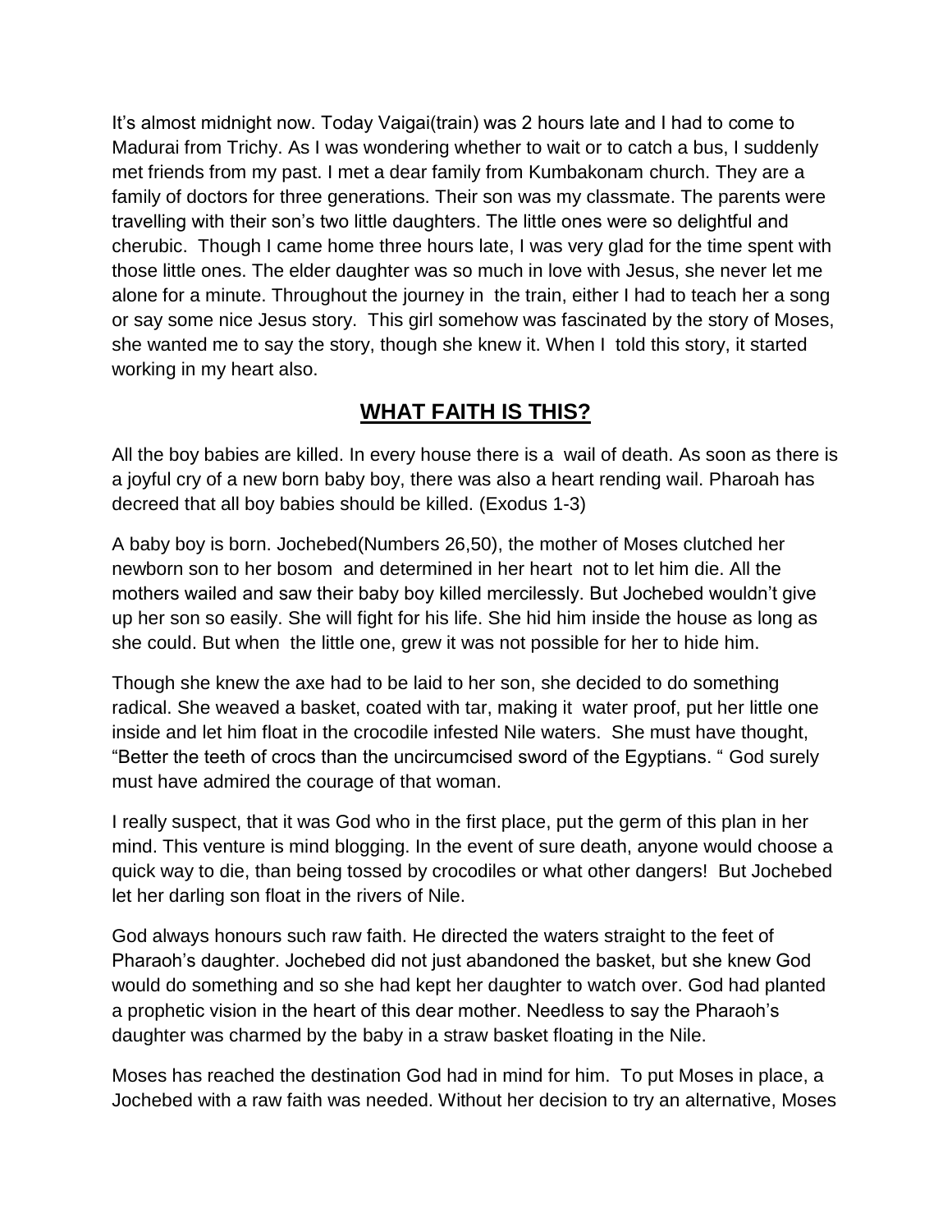It's almost midnight now. Today Vaigai(train) was 2 hours late and I had to come to Madurai from Trichy. As I was wondering whether to wait or to catch a bus, I suddenly met friends from my past. I met a dear family from Kumbakonam church. They are a family of doctors for three generations. Their son was my classmate. The parents were travelling with their son's two little daughters. The little ones were so delightful and cherubic. Though I came home three hours late, I was very glad for the time spent with those little ones. The elder daughter was so much in love with Jesus, she never let me alone for a minute. Throughout the journey in the train, either I had to teach her a song or say some nice Jesus story. This girl somehow was fascinated by the story of Moses, she wanted me to say the story, though she knew it. When I told this story, it started working in my heart also.

## WHAT FAITH IS THIS?

All the boy babies are killed. In every house there is a wail of death. As soon as there is a joyful cry of a new born baby boy, there was also a heart rending wail. Pharoah has decreed that all boy babies should be killed. (Exodus 1-3)

A baby boy is born. Jochebed(Numbers 26,50), the mother of Moses clutched her newborn son to her bosom and determined in her heart not to let him die. All the mothers wailed and saw their baby boy killed mercilessly. But Jochebed wouldn't give up her son so easily. She will fight for his life. She hid him inside the house as long as she could. But when the little one, grew it was not possible for her to hide him.

Though she knew the axe had to be laid to her son, she decided to do something radical. She weaved a basket, coated with tar, making it water proof, put her little one inside and let him float in the crocodile infested Nile waters. She must have thought, "Better the teeth of crocs than the uncircumcised sword of the Egyptians. " God surely must have admired the courage of that woman.

I really suspect, that it was God who in the first place, put the germ of this plan in her mind. This venture is mind blogging. In the event of sure death, anyone would choose a quick way to die, than being tossed by crocodiles or what other dangers! But Jochebed let her darling son float in the rivers of Nile.

God always honours such raw faith. He directed the waters straight to the feet of Pharaoh's daughter. Jochebed did not just abandoned the basket, but she knew God would do something and so she had kept her daughter to watch over. God had planted a prophetic vision in the heart of this dear mother. Needless to say the Pharaoh's daughter was charmed by the baby in a straw basket floating in the Nile.

Moses has reached the destination God had in mind for him. To put Moses in place, a Jochebed with a raw faith was needed. Without her decision to try an alternative, Moses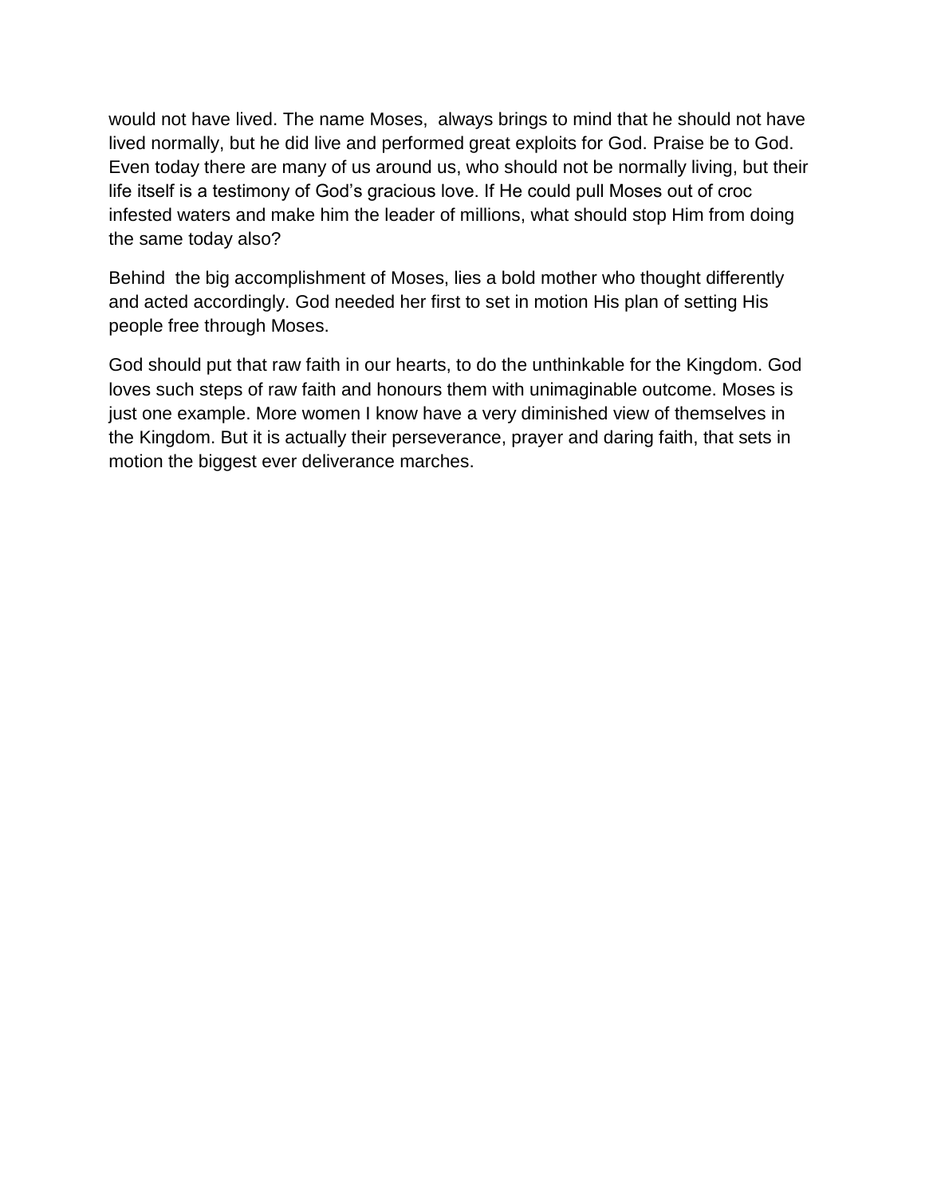would not have lived. The name Moses, always brings to mind that he should not have lived normally, but he did live and performed great exploits for God. Praise be to God. Even today there are many of us around us, who should not be normally living, but their life itself is a testimony of God's gracious love. If He could pull Moses out of croc infested waters and make him the leader of millions, what should stop Him from doing the same today also?

Behind the big accomplishment of Moses, lies a bold mother who thought differently and acted accordingly. God needed her first to set in motion His plan of setting His people free through Moses.

God should put that raw faith in our hearts, to do the unthinkable for the Kingdom. God loves such steps of raw faith and honours them with unimaginable outcome. Moses is just one example. More women I know have a very diminished view of themselves in the Kingdom. But it is actually their perseverance, prayer and daring faith, that sets in motion the biggest ever deliverance marches.